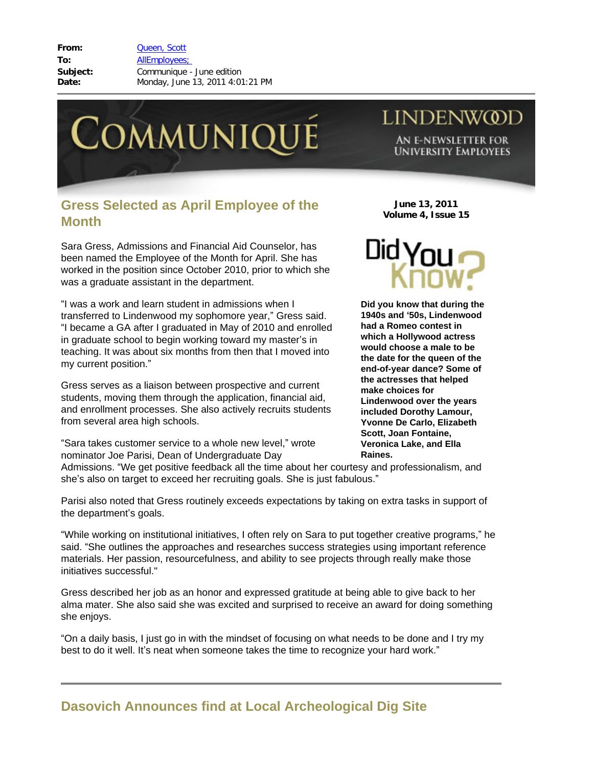**From:** Queen, Scott
**To:** AllEmployees;
**Subject:** Communique - June edition
**Date:** Monday, June 13, 2011 4:01:21 PM

# COMMUNIQUÉ

LINDENWOOD
AN E-NEWSLETTER FOR UNIVERSITY EMPLOYEES

**June 13, 2011**
**Volume 4, Issue 15**

## Gress Selected as April Employee of the Month

Sara Gress, Admissions and Financial Aid Counselor, has been named the Employee of the Month for April. She has worked in the position since October 2010, prior to which she was a graduate assistant in the department.

"I was a work and learn student in admissions when I transferred to Lindenwood my sophomore year," Gress said. "I became a GA after I graduated in May of 2010 and enrolled in graduate school to begin working toward my master's in teaching. It was about six months from then that I moved into my current position."

Gress serves as a liaison between prospective and current students, moving them through the application, financial aid, and enrollment processes. She also actively recruits students from several area high schools.

"Sara takes customer service to a whole new level," wrote nominator Joe Parisi, Dean of Undergraduate Day Admissions. "We get positive feedback all the time about her courtesy and professionalism, and she's also on target to exceed her recruiting goals. She is just fabulous."

Parisi also noted that Gress routinely exceeds expectations by taking on extra tasks in support of the department's goals.

"While working on institutional initiatives, I often rely on Sara to put together creative programs," he said. "She outlines the approaches and researches success strategies using important reference materials. Her passion, resourcefulness, and ability to see projects through really make those initiatives successful."

Gress described her job as an honor and expressed gratitude at being able to give back to her alma mater. She also said she was excited and surprised to receive an award for doing something she enjoys.

"On a daily basis, I just go in with the mindset of focusing on what needs to be done and I try my best to do it well. It's neat when someone takes the time to recognize your hard work."

### Did You Know?

**Did you know that during the 1940s and '50s, Lindenwood had a Romeo contest in which a Hollywood actress would choose a male to be the date for the queen of the end-of-year dance? Some of the actresses that helped make choices for Lindenwood over the years included Dorothy Lamour, Yvonne De Carlo, Elizabeth Scott, Joan Fontaine, Veronica Lake, and Ella Raines.**

---

## Dasovich Announces find at Local Archeological Dig Site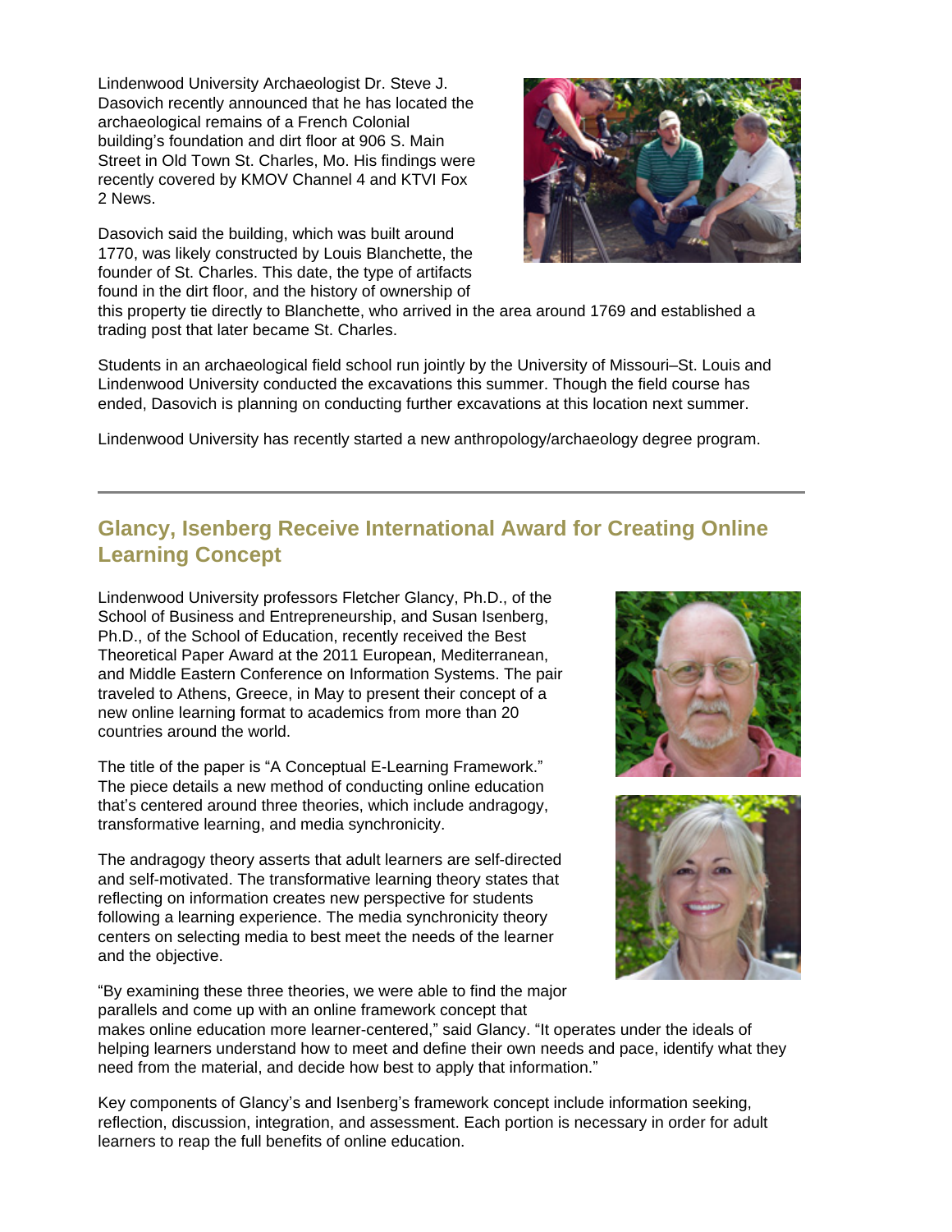Lindenwood University Archaeologist Dr. Steve J. Dasovich recently announced that he has located the archaeological remains of a French Colonial building's foundation and dirt floor at 906 S. Main Street in Old Town St. Charles, Mo. His findings were recently covered by KMOV Channel 4 and KTVI Fox 2 News.

Dasovich said the building, which was built around 1770, was likely constructed by Louis Blanchette, the founder of St. Charles. This date, the type of artifacts found in the dirt floor, and the history of ownership of this property tie directly to Blanchette, who arrived in the area around 1769 and established a trading post that later became St. Charles.

Students in an archaeological field school run jointly by the University of Missouri–St. Louis and Lindenwood University conducted the excavations this summer. Though the field course has ended, Dasovich is planning on conducting further excavations at this location next summer.

Lindenwood University has recently started a new anthropology/archaeology degree program.

---

## Glancy, Isenberg Receive International Award for Creating Online Learning Concept

Lindenwood University professors Fletcher Glancy, Ph.D., of the School of Business and Entrepreneurship, and Susan Isenberg, Ph.D., of the School of Education, recently received the Best Theoretical Paper Award at the 2011 European, Mediterranean, and Middle Eastern Conference on Information Systems. The pair traveled to Athens, Greece, in May to present their concept of a new online learning format to academics from more than 20 countries around the world.

The title of the paper is "A Conceptual E-Learning Framework." The piece details a new method of conducting online education that's centered around three theories, which include andragogy, transformative learning, and media synchronicity.

The andragogy theory asserts that adult learners are self-directed and self-motivated. The transformative learning theory states that reflecting on information creates new perspective for students following a learning experience. The media synchronicity theory centers on selecting media to best meet the needs of the learner and the objective.

"By examining these three theories, we were able to find the major parallels and come up with an online framework concept that makes online education more learner-centered," said Glancy. "It operates under the ideals of helping learners understand how to meet and define their own needs and pace, identify what they need from the material, and decide how best to apply that information."

Key components of Glancy's and Isenberg's framework concept include information seeking, reflection, discussion, integration, and assessment. Each portion is necessary in order for adult learners to reap the full benefits of online education.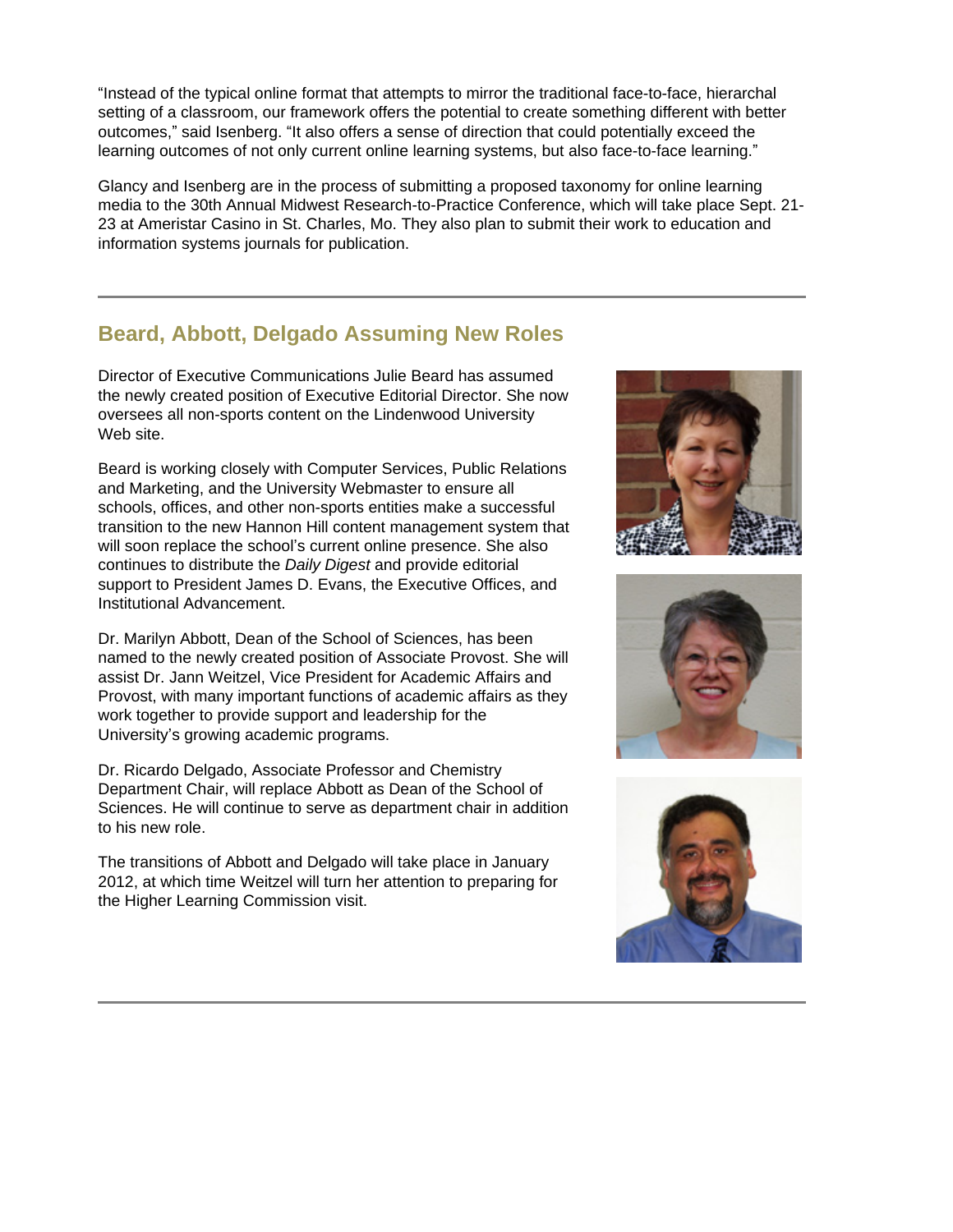"Instead of the typical online format that attempts to mirror the traditional face-to-face, hierarchal setting of a classroom, our framework offers the potential to create something different with better outcomes," said Isenberg. "It also offers a sense of direction that could potentially exceed the learning outcomes of not only current online learning systems, but also face-to-face learning."

Glancy and Isenberg are in the process of submitting a proposed taxonomy for online learning media to the 30th Annual Midwest Research-to-Practice Conference, which will take place Sept. 21-23 at Ameristar Casino in St. Charles, Mo. They also plan to submit their work to education and information systems journals for publication.

---

## Beard, Abbott, Delgado Assuming New Roles

Director of Executive Communications Julie Beard has assumed the newly created position of Executive Editorial Director. She now oversees all non-sports content on the Lindenwood University Web site.

Beard is working closely with Computer Services, Public Relations and Marketing, and the University Webmaster to ensure all schools, offices, and other non-sports entities make a successful transition to the new Hannon Hill content management system that will soon replace the school's current online presence. She also continues to distribute the *Daily Digest* and provide editorial support to President James D. Evans, the Executive Offices, and Institutional Advancement.

Dr. Marilyn Abbott, Dean of the School of Sciences, has been named to the newly created position of Associate Provost. She will assist Dr. Jann Weitzel, Vice President for Academic Affairs and Provost, with many important functions of academic affairs as they work together to provide support and leadership for the University's growing academic programs.

Dr. Ricardo Delgado, Associate Professor and Chemistry Department Chair, will replace Abbott as Dean of the School of Sciences. He will continue to serve as department chair in addition to his new role.

The transitions of Abbott and Delgado will take place in January 2012, at which time Weitzel will turn her attention to preparing for the Higher Learning Commission visit.

---